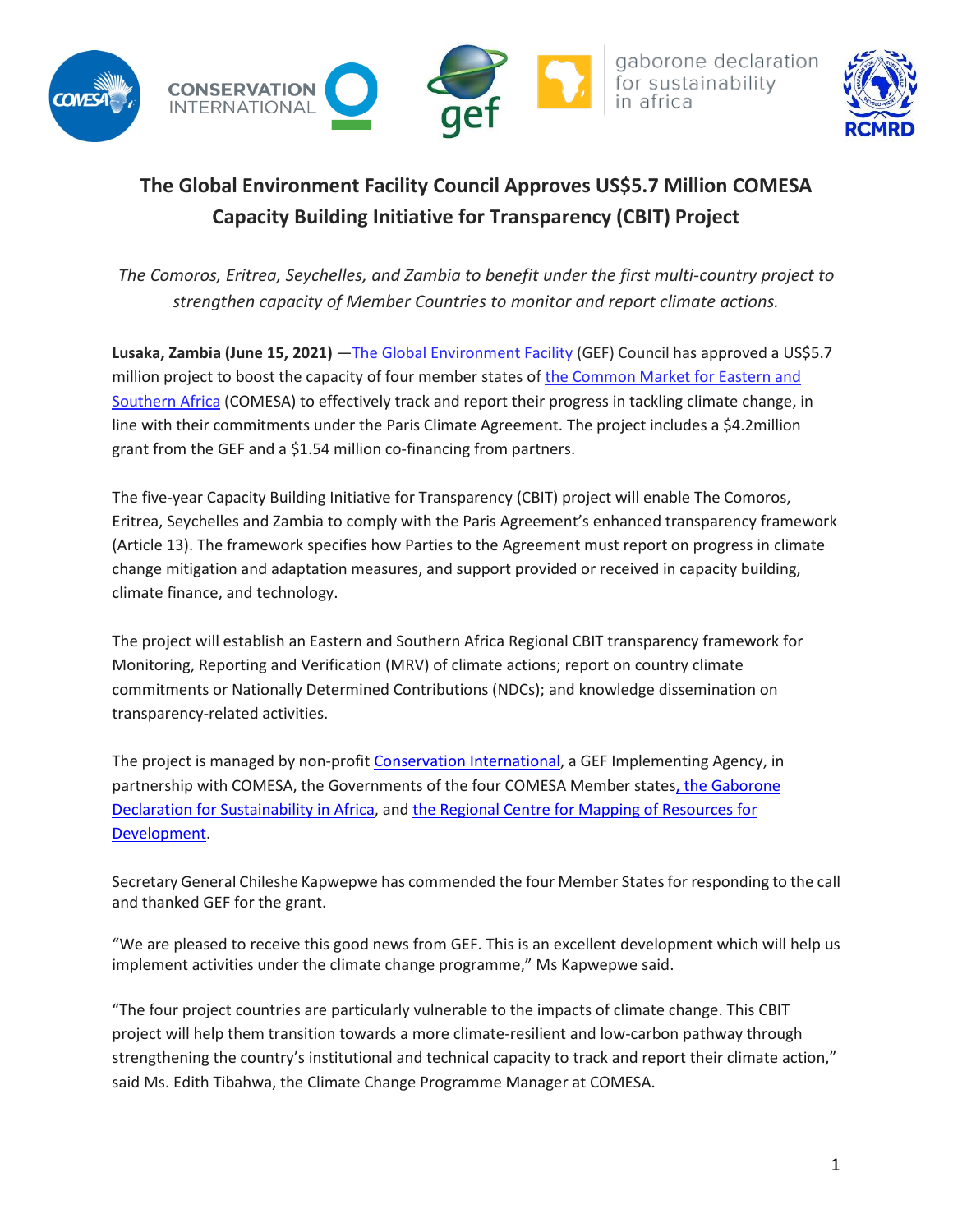# The Global Environment Facility Council Approves US$5.7 Million COMESA Capacity Building Initiative for Transparency (CBIT) Project

*The Comoros, Eritrea, Seychelles, and Zambia to benefit under the first multi-country project to strengthen capacity of Member Countries to monitor and report climate actions.*

**Lusaka, Zambia (June 15, 2021)** —The Global Environment Facility (GEF) Council has approved a US$5.7 million project to boost the capacity of four member states of the Common Market for Eastern and Southern Africa (COMESA) to effectively track and report their progress in tackling climate change, in line with their commitments under the Paris Climate Agreement. The project includes a $4.2million grant from the GEF and a $1.54 million co-financing from partners.

The five-year Capacity Building Initiative for Transparency (CBIT) project will enable The Comoros, Eritrea, Seychelles and Zambia to comply with the Paris Agreement's enhanced transparency framework (Article 13). The framework specifies how Parties to the Agreement must report on progress in climate change mitigation and adaptation measures, and support provided or received in capacity building, climate finance, and technology.

The project will establish an Eastern and Southern Africa Regional CBIT transparency framework for Monitoring, Reporting and Verification (MRV) of climate actions; report on country climate commitments or Nationally Determined Contributions (NDCs); and knowledge dissemination on transparency-related activities.

The project is managed by non-profit Conservation International, a GEF Implementing Agency, in partnership with COMESA, the Governments of the four COMESA Member states, the Gaborone Declaration for Sustainability in Africa, and the Regional Centre for Mapping of Resources for Development.

Secretary General Chileshe Kapwepwe has commended the four Member States for responding to the call and thanked GEF for the grant.

"We are pleased to receive this good news from GEF. This is an excellent development which will help us implement activities under the climate change programme," Ms Kapwepwe said.

"The four project countries are particularly vulnerable to the impacts of climate change. This CBIT project will help them transition towards a more climate-resilient and low-carbon pathway through strengthening the country's institutional and technical capacity to track and report their climate action," said Ms. Edith Tibahwa, the Climate Change Programme Manager at COMESA.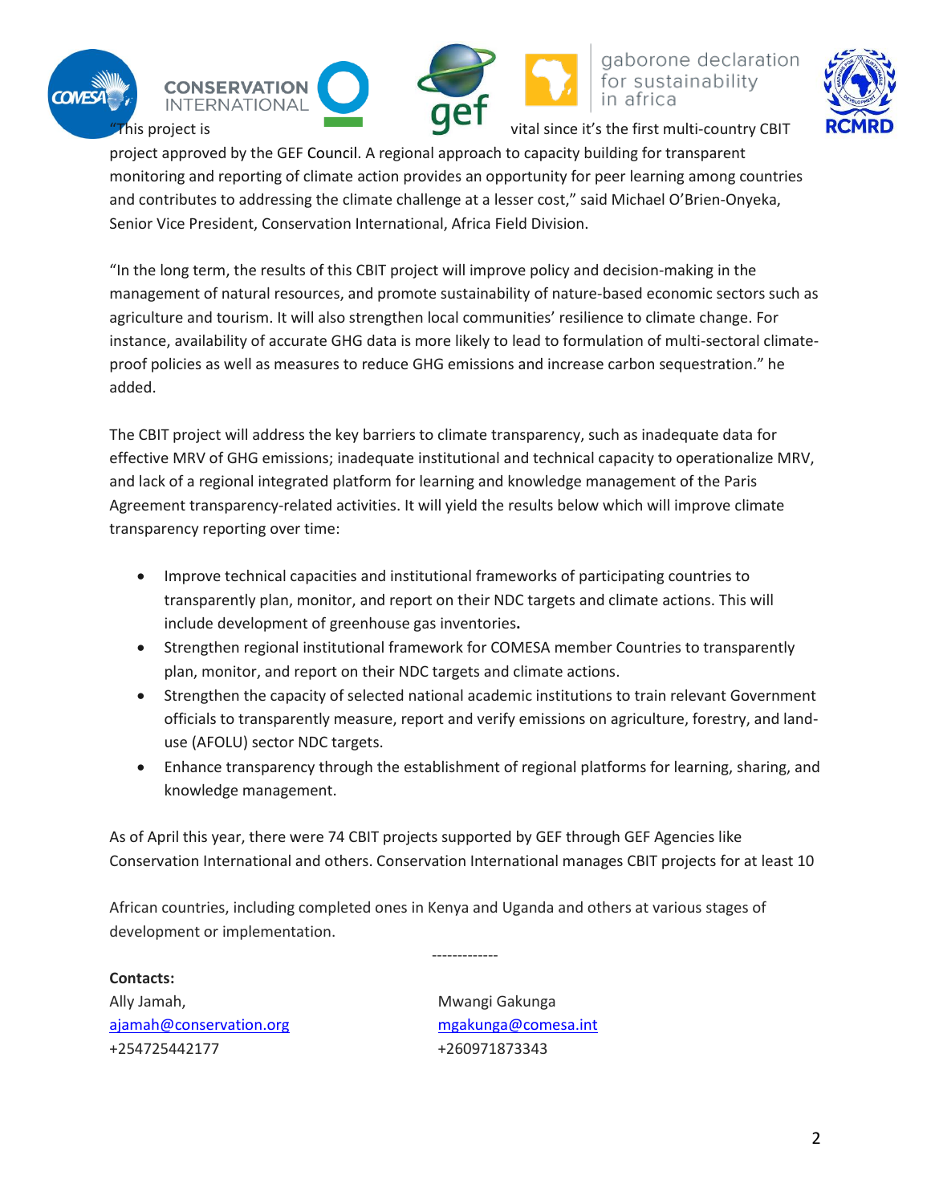"This project is vital since it's the first multi-country CBIT project approved by the GEF Council. A regional approach to capacity building for transparent monitoring and reporting of climate action provides an opportunity for peer learning among countries and contributes to addressing the climate challenge at a lesser cost," said Michael O'Brien-Onyeka, Senior Vice President, Conservation International, Africa Field Division.

"In the long term, the results of this CBIT project will improve policy and decision-making in the management of natural resources, and promote sustainability of nature-based economic sectors such as agriculture and tourism. It will also strengthen local communities' resilience to climate change. For instance, availability of accurate GHG data is more likely to lead to formulation of multi-sectoral climate-proof policies as well as measures to reduce GHG emissions and increase carbon sequestration." he added.

The CBIT project will address the key barriers to climate transparency, such as inadequate data for effective MRV of GHG emissions; inadequate institutional and technical capacity to operationalize MRV, and lack of a regional integrated platform for learning and knowledge management of the Paris Agreement transparency-related activities. It will yield the results below which will improve climate transparency reporting over time:

- Improve technical capacities and institutional frameworks of participating countries to transparently plan, monitor, and report on their NDC targets and climate actions. This will include development of greenhouse gas inventories**.**
- Strengthen regional institutional framework for COMESA member Countries to transparently plan, monitor, and report on their NDC targets and climate actions.
- Strengthen the capacity of selected national academic institutions to train relevant Government officials to transparently measure, report and verify emissions on agriculture, forestry, and land-use (AFOLU) sector NDC targets.
- Enhance transparency through the establishment of regional platforms for learning, sharing, and knowledge management.

As of April this year, there were 74 CBIT projects supported by GEF through GEF Agencies like Conservation International and others. Conservation International manages CBIT projects for at least 10

African countries, including completed ones in Kenya and Uganda and others at various stages of development or implementation.

-------------

**Contacts:**

| | |
|---|---|
| Ally Jamah, | Mwangi Gakunga |
| ajamah@conservation.org | mgakunga@comesa.int |
| +254725442177 | +260971873343 |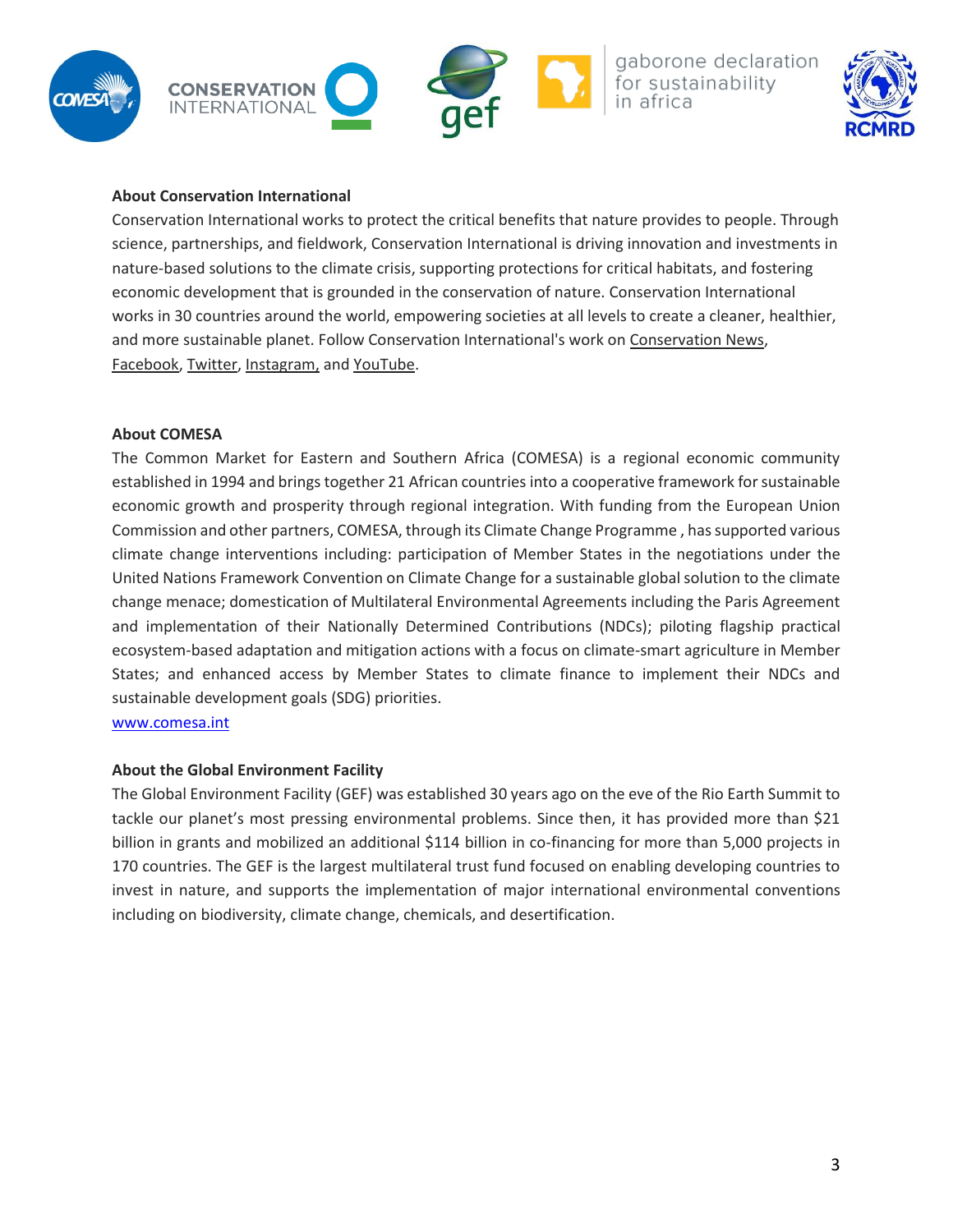**About Conservation International**

Conservation International works to protect the critical benefits that nature provides to people. Through science, partnerships, and fieldwork, Conservation International is driving innovation and investments in nature-based solutions to the climate crisis, supporting protections for critical habitats, and fostering economic development that is grounded in the conservation of nature. Conservation International works in 30 countries around the world, empowering societies at all levels to create a cleaner, healthier, and more sustainable planet. Follow Conservation International's work on Conservation News, Facebook, Twitter, Instagram, and YouTube.

**About COMESA**

The Common Market for Eastern and Southern Africa (COMESA) is a regional economic community established in 1994 and brings together 21 African countries into a cooperative framework for sustainable economic growth and prosperity through regional integration. With funding from the European Union Commission and other partners, COMESA, through its Climate Change Programme , has supported various climate change interventions including: participation of Member States in the negotiations under the United Nations Framework Convention on Climate Change for a sustainable global solution to the climate change menace; domestication of Multilateral Environmental Agreements including the Paris Agreement and implementation of their Nationally Determined Contributions (NDCs); piloting flagship practical ecosystem-based adaptation and mitigation actions with a focus on climate-smart agriculture in Member States; and enhanced access by Member States to climate finance to implement their NDCs and sustainable development goals (SDG) priorities.

www.comesa.int

**About the Global Environment Facility**

The Global Environment Facility (GEF) was established 30 years ago on the eve of the Rio Earth Summit to tackle our planet's most pressing environmental problems. Since then, it has provided more than $21 billion in grants and mobilized an additional $114 billion in co-financing for more than 5,000 projects in 170 countries. The GEF is the largest multilateral trust fund focused on enabling developing countries to invest in nature, and supports the implementation of major international environmental conventions including on biodiversity, climate change, chemicals, and desertification.